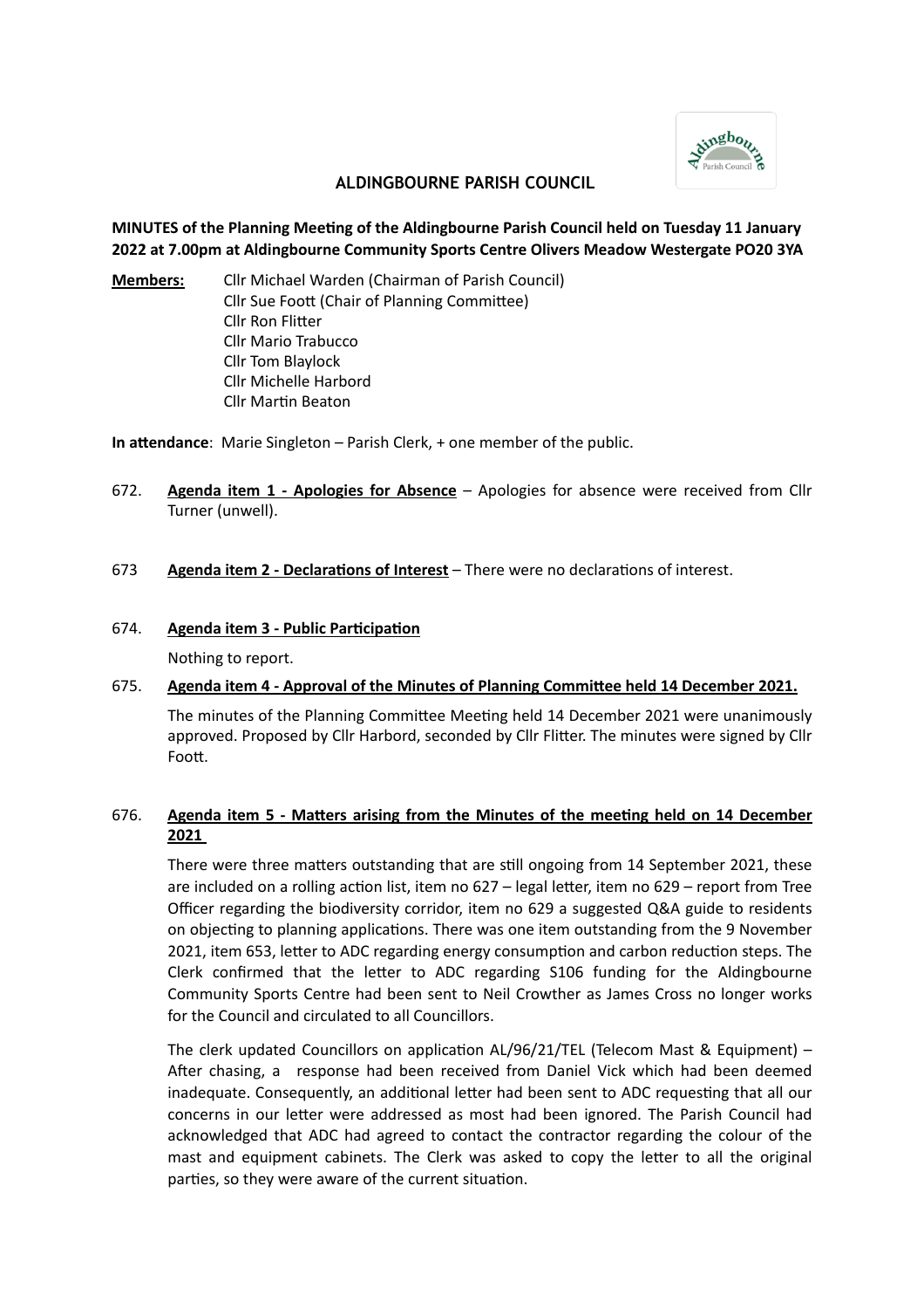# ALDINGBOURNE PARISH COUNCIL

**MINUTES of the Planning Meeting of the Aldingbourne Parish Council held on Tuesday 11 January 2022 at 7.00pm at Aldingbourne Community Sports Centre Olivers Meadow Westergate PO20 3YA**

**Members:** Cllr Michael Warden (Chairman of Parish Council)
Cllr Sue Foott (Chair of Planning Committee)
Cllr Ron Flitter
Cllr Mario Trabucco
Cllr Tom Blaylock
Cllr Michelle Harbord
Cllr Martin Beaton

**In attendance**: Marie Singleton – Parish Clerk, + one member of the public.

672. **Agenda item 1 - Apologies for Absence** – Apologies for absence were received from Cllr Turner (unwell).

673 **Agenda item 2 - Declarations of Interest** – There were no declarations of interest.

674. **Agenda item 3 - Public Participation**

Nothing to report.

675. **Agenda item 4 - Approval of the Minutes of Planning Committee held 14 December 2021.**

The minutes of the Planning Committee Meeting held 14 December 2021 were unanimously approved. Proposed by Cllr Harbord, seconded by Cllr Flitter. The minutes were signed by Cllr Foott.

676. **Agenda item 5 - Matters arising from the Minutes of the meeting held on 14 December 2021**

There were three matters outstanding that are still ongoing from 14 September 2021, these are included on a rolling action list, item no 627 – legal letter, item no 629 – report from Tree Officer regarding the biodiversity corridor, item no 629 a suggested Q&A guide to residents on objecting to planning applications. There was one item outstanding from the 9 November 2021, item 653, letter to ADC regarding energy consumption and carbon reduction steps. The Clerk confirmed that the letter to ADC regarding S106 funding for the Aldingbourne Community Sports Centre had been sent to Neil Crowther as James Cross no longer works for the Council and circulated to all Councillors.

The clerk updated Councillors on application AL/96/21/TEL (Telecom Mast & Equipment) – After chasing, a response had been received from Daniel Vick which had been deemed inadequate. Consequently, an additional letter had been sent to ADC requesting that all our concerns in our letter were addressed as most had been ignored. The Parish Council had acknowledged that ADC had agreed to contact the contractor regarding the colour of the mast and equipment cabinets. The Clerk was asked to copy the letter to all the original parties, so they were aware of the current situation.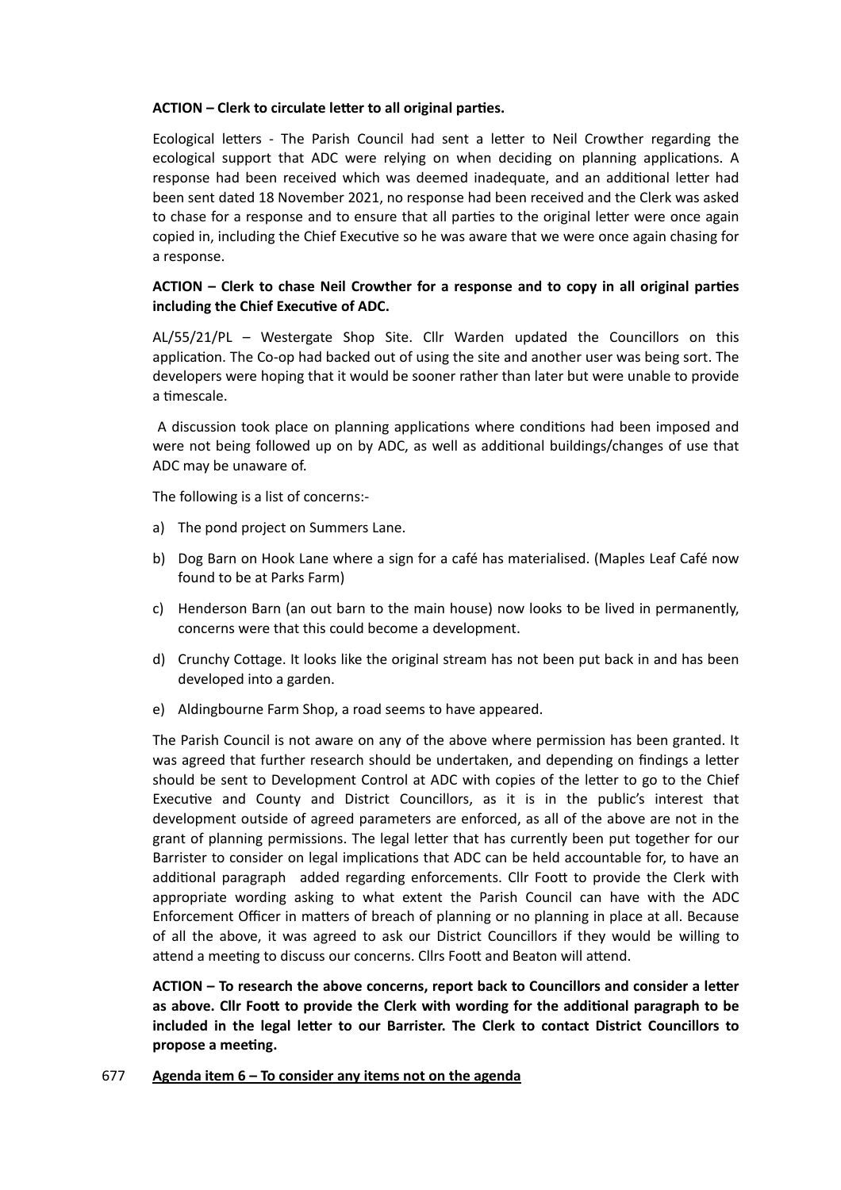**ACTION – Clerk to circulate letter to all original parties.**

Ecological letters - The Parish Council had sent a letter to Neil Crowther regarding the ecological support that ADC were relying on when deciding on planning applications. A response had been received which was deemed inadequate, and an additional letter had been sent dated 18 November 2021, no response had been received and the Clerk was asked to chase for a response and to ensure that all parties to the original letter were once again copied in, including the Chief Executive so he was aware that we were once again chasing for a response.

**ACTION – Clerk to chase Neil Crowther for a response and to copy in all original parties including the Chief Executive of ADC.**

AL/55/21/PL – Westergate Shop Site. Cllr Warden updated the Councillors on this application. The Co-op had backed out of using the site and another user was being sort. The developers were hoping that it would be sooner rather than later but were unable to provide a timescale.

A discussion took place on planning applications where conditions had been imposed and were not being followed up on by ADC, as well as additional buildings/changes of use that ADC may be unaware of.

The following is a list of concerns:-

a) The pond project on Summers Lane.
b) Dog Barn on Hook Lane where a sign for a café has materialised. (Maples Leaf Café now found to be at Parks Farm)
c) Henderson Barn (an out barn to the main house) now looks to be lived in permanently, concerns were that this could become a development.
d) Crunchy Cottage. It looks like the original stream has not been put back in and has been developed into a garden.
e) Aldingbourne Farm Shop, a road seems to have appeared.

The Parish Council is not aware on any of the above where permission has been granted. It was agreed that further research should be undertaken, and depending on findings a letter should be sent to Development Control at ADC with copies of the letter to go to the Chief Executive and County and District Councillors, as it is in the public's interest that development outside of agreed parameters are enforced, as all of the above are not in the grant of planning permissions. The legal letter that has currently been put together for our Barrister to consider on legal implications that ADC can be held accountable for, to have an additional paragraph added regarding enforcements. Cllr Foott to provide the Clerk with appropriate wording asking to what extent the Parish Council can have with the ADC Enforcement Officer in matters of breach of planning or no planning in place at all. Because of all the above, it was agreed to ask our District Councillors if they would be willing to attend a meeting to discuss our concerns. Cllrs Foott and Beaton will attend.

**ACTION – To research the above concerns, report back to Councillors and consider a letter as above. Cllr Foott to provide the Clerk with wording for the additional paragraph to be included in the legal letter to our Barrister. The Clerk to contact District Councillors to propose a meeting.**

677 **Agenda item 6 – To consider any items not on the agenda**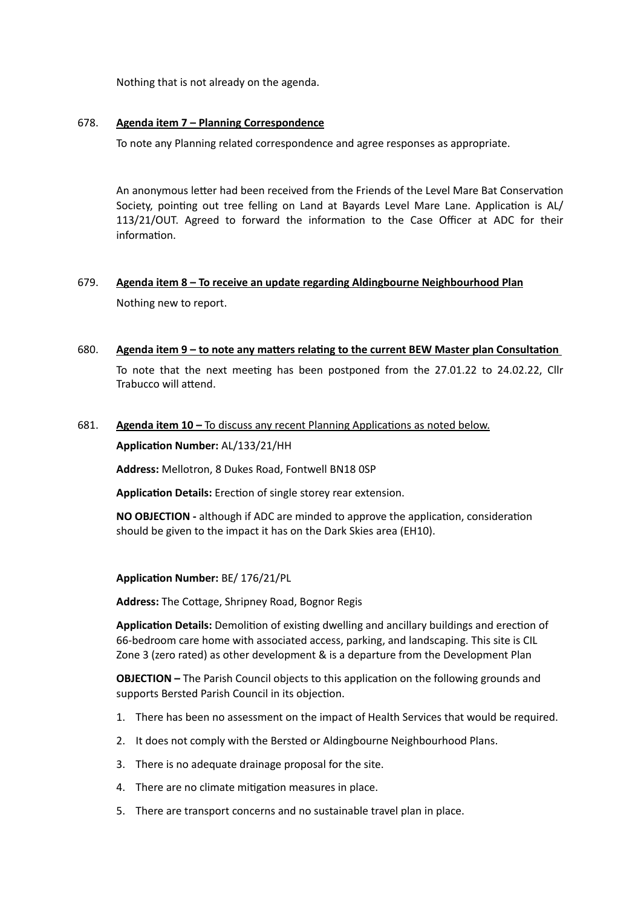Nothing that is not already on the agenda.

678. **Agenda item 7 – Planning Correspondence**

To note any Planning related correspondence and agree responses as appropriate.

An anonymous letter had been received from the Friends of the Level Mare Bat Conservation Society, pointing out tree felling on Land at Bayards Level Mare Lane. Application is AL/ 113/21/OUT. Agreed to forward the information to the Case Officer at ADC for their information.

679. **Agenda item 8 – To receive an update regarding Aldingbourne Neighbourhood Plan**

Nothing new to report.

680. **Agenda item 9 – to note any matters relating to the current BEW Master plan Consultation**

To note that the next meeting has been postponed from the 27.01.22 to 24.02.22, Cllr Trabucco will attend.

681. **Agenda item 10 –** To discuss any recent Planning Applications as noted below.

**Application Number:** AL/133/21/HH

**Address:** Mellotron, 8 Dukes Road, Fontwell BN18 0SP

**Application Details:** Erection of single storey rear extension.

**NO OBJECTION -** although if ADC are minded to approve the application, consideration should be given to the impact it has on the Dark Skies area (EH10).

**Application Number:** BE/ 176/21/PL

**Address:** The Cottage, Shripney Road, Bognor Regis

**Application Details:** Demolition of existing dwelling and ancillary buildings and erection of 66-bedroom care home with associated access, parking, and landscaping. This site is CIL Zone 3 (zero rated) as other development & is a departure from the Development Plan

**OBJECTION –** The Parish Council objects to this application on the following grounds and supports Bersted Parish Council in its objection.

1. There has been no assessment on the impact of Health Services that would be required.
2. It does not comply with the Bersted or Aldingbourne Neighbourhood Plans.
3. There is no adequate drainage proposal for the site.
4. There are no climate mitigation measures in place.
5. There are transport concerns and no sustainable travel plan in place.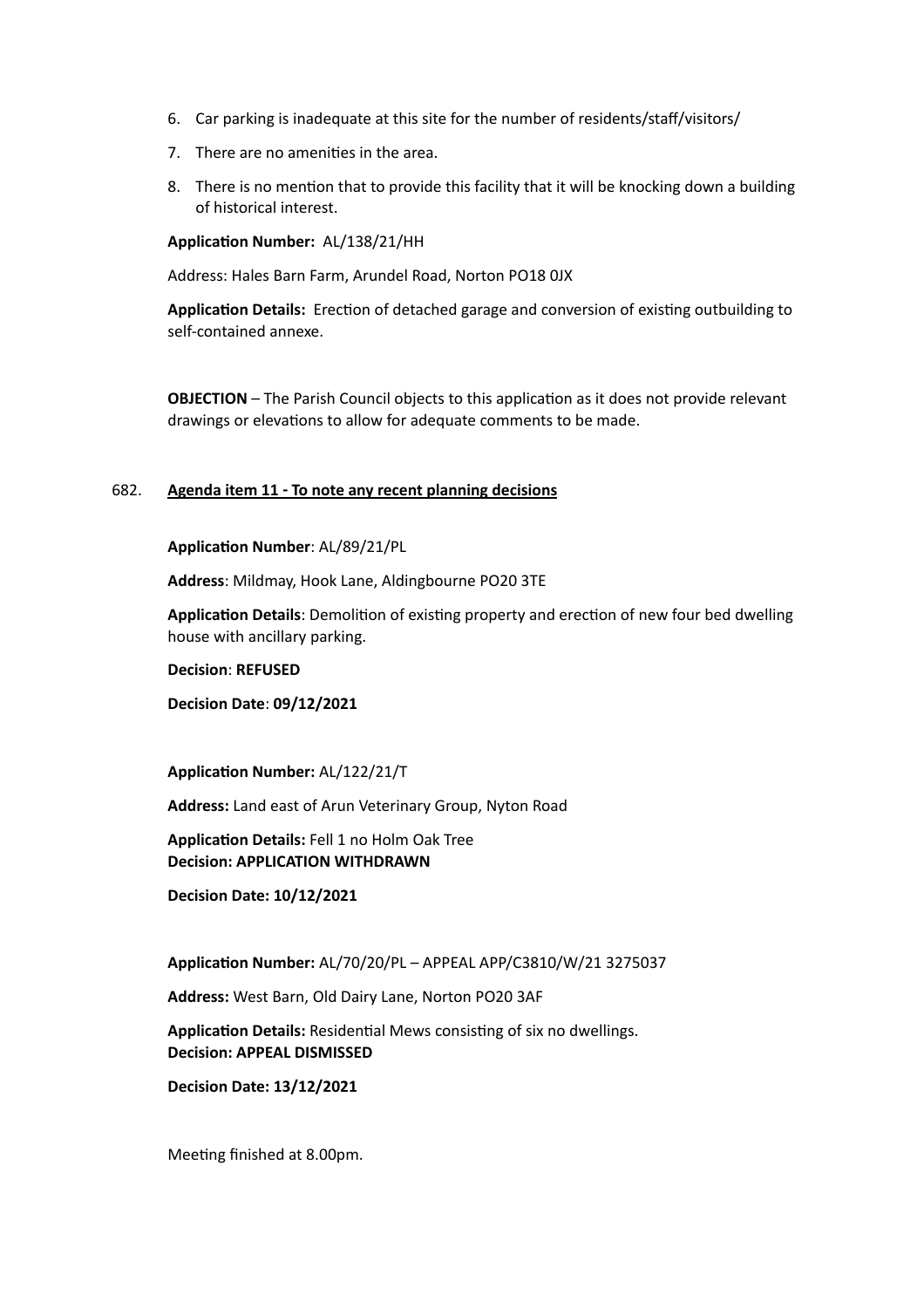6. Car parking is inadequate at this site for the number of residents/staff/visitors/
7. There are no amenities in the area.
8. There is no mention that to provide this facility that it will be knocking down a building of historical interest.

**Application Number:** AL/138/21/HH

Address: Hales Barn Farm, Arundel Road, Norton PO18 0JX

**Application Details:** Erection of detached garage and conversion of existing outbuilding to self-contained annexe.

**OBJECTION** – The Parish Council objects to this application as it does not provide relevant drawings or elevations to allow for adequate comments to be made.

682. **Agenda item 11 - To note any recent planning decisions**

**Application Number**: AL/89/21/PL

**Address**: Mildmay, Hook Lane, Aldingbourne PO20 3TE

**Application Details**: Demolition of existing property and erection of new four bed dwelling house with ancillary parking.

**Decision**: **REFUSED**

**Decision Date**: **09/12/2021**

**Application Number:** AL/122/21/T

**Address:** Land east of Arun Veterinary Group, Nyton Road

**Application Details:** Fell 1 no Holm Oak Tree
**Decision: APPLICATION WITHDRAWN**

**Decision Date: 10/12/2021**

**Application Number:** AL/70/20/PL – APPEAL APP/C3810/W/21 3275037

**Address:** West Barn, Old Dairy Lane, Norton PO20 3AF

**Application Details:** Residential Mews consisting of six no dwellings.
**Decision: APPEAL DISMISSED**

**Decision Date: 13/12/2021**

Meeting finished at 8.00pm.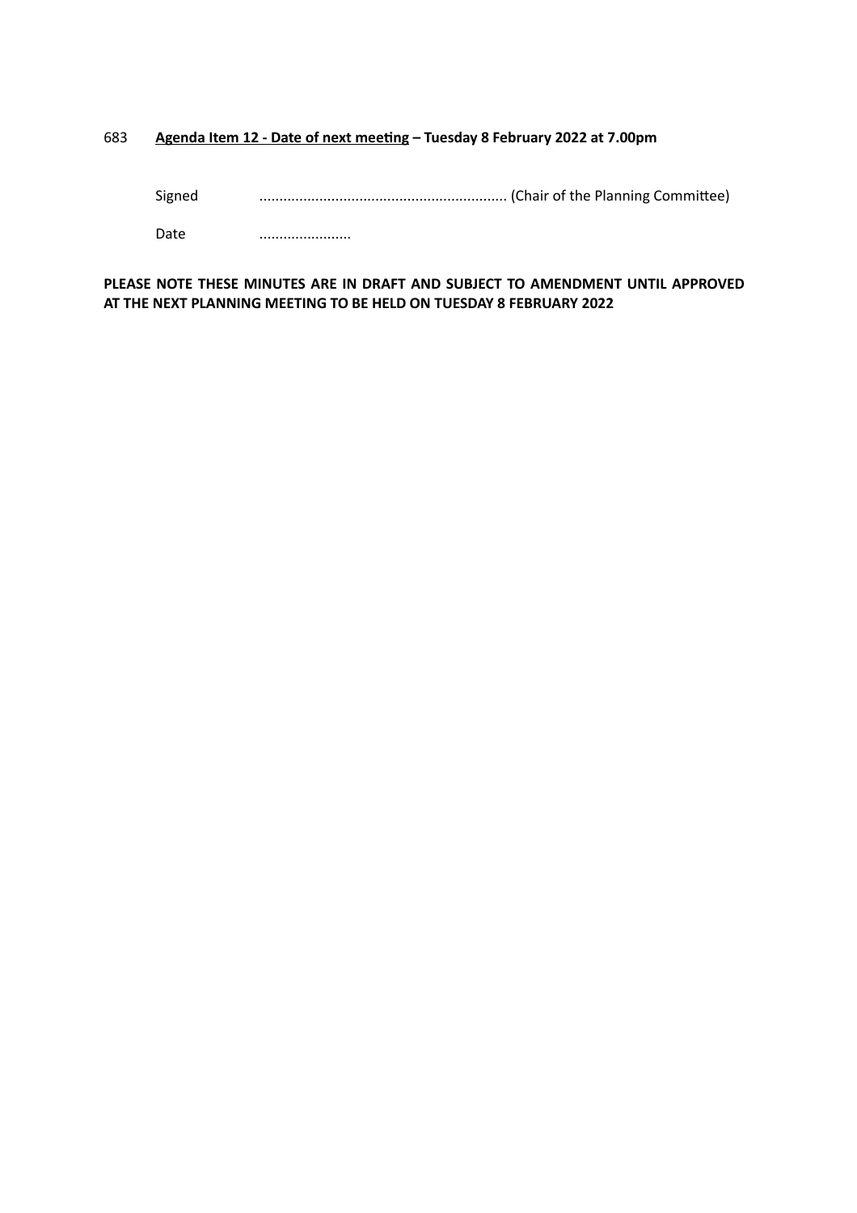683 **<u>Agenda Item 12 - Date of next meeting</u> – Tuesday 8 February 2022 at 7.00pm**

Signed ............................................................. (Chair of the Planning Committee)

Date .......................

**PLEASE NOTE THESE MINUTES ARE IN DRAFT AND SUBJECT TO AMENDMENT UNTIL APPROVED AT THE NEXT PLANNING MEETING TO BE HELD ON TUESDAY 8 FEBRUARY 2022**